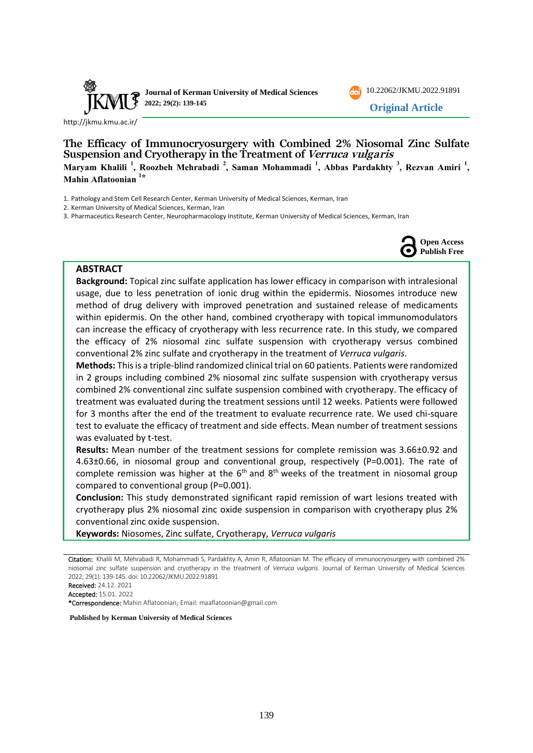Original Article

# The Efficacy of Immunocryosurgery with Combined 2% Niosomal Zinc Sulfate Suspension and Cryotherapy in the Treatment of *Verruca vulgaris*

**Maryam Khalili [1], Roozbeh Mehrabadi [2], Saman Mohammadi [1], Abbas Pardakhty [3], Rezvan Amiri [1], Mahin Aflatoonian [1*]**

1. Pathology and Stem Cell Research Center, Kerman University of Medical Sciences, Kerman, Iran
2. Kerman University of Medical Sciences, Kerman, Iran
3. Pharmaceutics Research Center, Neuropharmacology Institute, Kerman University of Medical Sciences, Kerman, Iran

Open Access Publish Free

## ABSTRACT

**Background:** Topical zinc sulfate application has lower efficacy in comparison with intralesional usage, due to less penetration of ionic drug within the epidermis. Niosomes introduce new method of drug delivery with improved penetration and sustained release of medicaments within epidermis. On the other hand, combined cryotherapy with topical immunomodulators can increase the efficacy of cryotherapy with less recurrence rate. In this study, we compared the efficacy of 2% niosomal zinc sulfate suspension with cryotherapy versus combined conventional 2% zinc sulfate and cryotherapy in the treatment of *Verruca vulgaris*.

**Methods:** This is a triple-blind randomized clinical trial on 60 patients. Patients were randomized in 2 groups including combined 2% niosomal zinc sulfate suspension with cryotherapy versus combined 2% conventional zinc sulfate suspension combined with cryotherapy. The efficacy of treatment was evaluated during the treatment sessions until 12 weeks. Patients were followed for 3 months after the end of the treatment to evaluate recurrence rate. We used chi-square test to evaluate the efficacy of treatment and side effects. Mean number of treatment sessions was evaluated by t-test.

**Results:** Mean number of the treatment sessions for complete remission was 3.66±0.92 and 4.63±0.66, in niosomal group and conventional group, respectively (P=0.001). The rate of complete remission was higher at the $6^{th}$ and $8^{th}$ weeks of the treatment in niosomal group compared to conventional group (P=0.001).

**Conclusion:** This study demonstrated significant rapid remission of wart lesions treated with cryotherapy plus 2% niosomal zinc oxide suspension in comparison with cryotherapy plus 2% conventional zinc oxide suspension.

**Keywords:** Niosomes, Zinc sulfate, Cryotherapy, *Verruca vulgaris*

**Citation:** Khalili M, Mehrabadi R, Mohammadi S, Pardakhty A, Amiri R, Aflatoonian M. The efficacy of immunocryosurgery with combined 2% niosomal zinc sulfate suspension and cryotherapy in the treatment of *Verruca vulgaris*. Journal of Kerman University of Medical Sciences 2022; 29(1): 139-145. doi: 10.22062/JKMU.2022.91891

**Received:** 24.12. 2021

**Accepted:** 15.01. 2022

***Correspondence:** Mahin Aflatoonian; Email: maaflatoonian@gmail.com

**Published by Kerman University of Medical Sciences**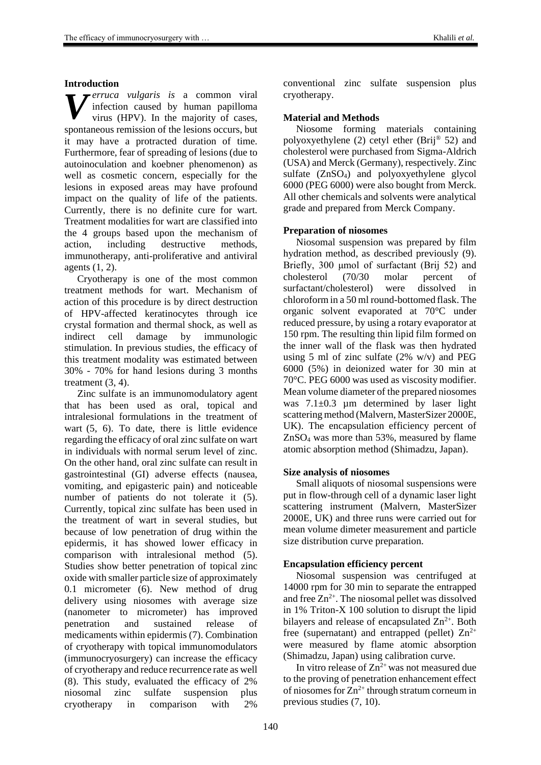## Introduction

*Verruca vulgaris is* a common viral infection caused by human papilloma virus (HPV). In the majority of cases, spontaneous remission of the lesions occurs, but it may have a protracted duration of time. Furthermore, fear of spreading of lesions (due to autoinoculation and koebner phenomenon) as well as cosmetic concern, especially for the lesions in exposed areas may have profound impact on the quality of life of the patients. Currently, there is no definite cure for wart. Treatment modalities for wart are classified into the 4 groups based upon the mechanism of action, including destructive methods, immunotherapy, anti-proliferative and antiviral agents (1, 2).

Cryotherapy is one of the most common treatment methods for wart. Mechanism of action of this procedure is by direct destruction of HPV-affected keratinocytes through ice crystal formation and thermal shock, as well as indirect cell damage by immunologic stimulation. In previous studies, the efficacy of this treatment modality was estimated between 30% - 70% for hand lesions during 3 months treatment (3, 4).

Zinc sulfate is an immunomodulatory agent that has been used as oral, topical and intralesional formulations in the treatment of wart (5, 6). To date, there is little evidence regarding the efficacy of oral zinc sulfate on wart in individuals with normal serum level of zinc. On the other hand, oral zinc sulfate can result in gastrointestinal (GI) adverse effects (nausea, vomiting, and epigasteric pain) and noticeable number of patients do not tolerate it (5). Currently, topical zinc sulfate has been used in the treatment of wart in several studies, but because of low penetration of drug within the epidermis, it has showed lower efficacy in comparison with intralesional method (5). Studies show better penetration of topical zinc oxide with smaller particle size of approximately 0.1 micrometer (6). New method of drug delivery using niosomes with average size (nanometer to micrometer) has improved penetration and sustained release of medicaments within epidermis (7). Combination of cryotherapy with topical immunomodulators (immunocryosurgery) can increase the efficacy of cryotherapy and reduce recurrence rate as well (8). This study, evaluated the efficacy of 2% niosomal zinc sulfate suspension plus cryotherapy in comparison with 2% conventional zinc sulfate suspension plus cryotherapy.

## Material and Methods

Niosome forming materials containing polyoxyethylene (2) cetyl ether (Brij® 52) and cholesterol were purchased from Sigma-Aldrich (USA) and Merck (Germany), respectively. Zinc sulfate ($ZnSO_4$) and polyoxyethylene glycol 6000 (PEG 6000) were also bought from Merck. All other chemicals and solvents were analytical grade and prepared from Merck Company.

### Preparation of niosomes

Niosomal suspension was prepared by film hydration method, as described previously (9). Briefly, 300 μmol of surfactant (Brij 52) and cholesterol (70/30 molar percent of surfactant/cholesterol) were dissolved in chloroform in a 50 ml round-bottomed flask. The organic solvent evaporated at 70°C under reduced pressure, by using a rotary evaporator at 150 rpm. The resulting thin lipid film formed on the inner wall of the flask was then hydrated using 5 ml of zinc sulfate (2% w/v) and PEG 6000 (5%) in deionized water for 30 min at 70°C. PEG 6000 was used as viscosity modifier. Mean volume diameter of the prepared niosomes was 7.1±0.3 µm determined by laser light scattering method (Malvern, MasterSizer 2000E, UK). The encapsulation efficiency percent of $ZnSO_4$ was more than 53%, measured by flame atomic absorption method (Shimadzu, Japan).

### Size analysis of niosomes

Small aliquots of niosomal suspensions were put in flow-through cell of a dynamic laser light scattering instrument (Malvern, MasterSizer 2000E, UK) and three runs were carried out for mean volume dimeter measurement and particle size distribution curve preparation.

### Encapsulation efficiency percent

Niosomal suspension was centrifuged at 14000 rpm for 30 min to separate the entrapped and free $Zn^{2+}$. The niosomal pellet was dissolved in 1% Triton-X 100 solution to disrupt the lipid bilayers and release of encapsulated $Zn^{2+}$. Both free (supernatant) and entrapped (pellet) $Zn^{2+}$ were measured by flame atomic absorption (Shimadzu, Japan) using calibration curve.

In vitro release of $Zn^{2+}$ was not measured due to the proving of penetration enhancement effect of niosomes for $Zn^{2+}$ through stratum corneum in previous studies (7, 10).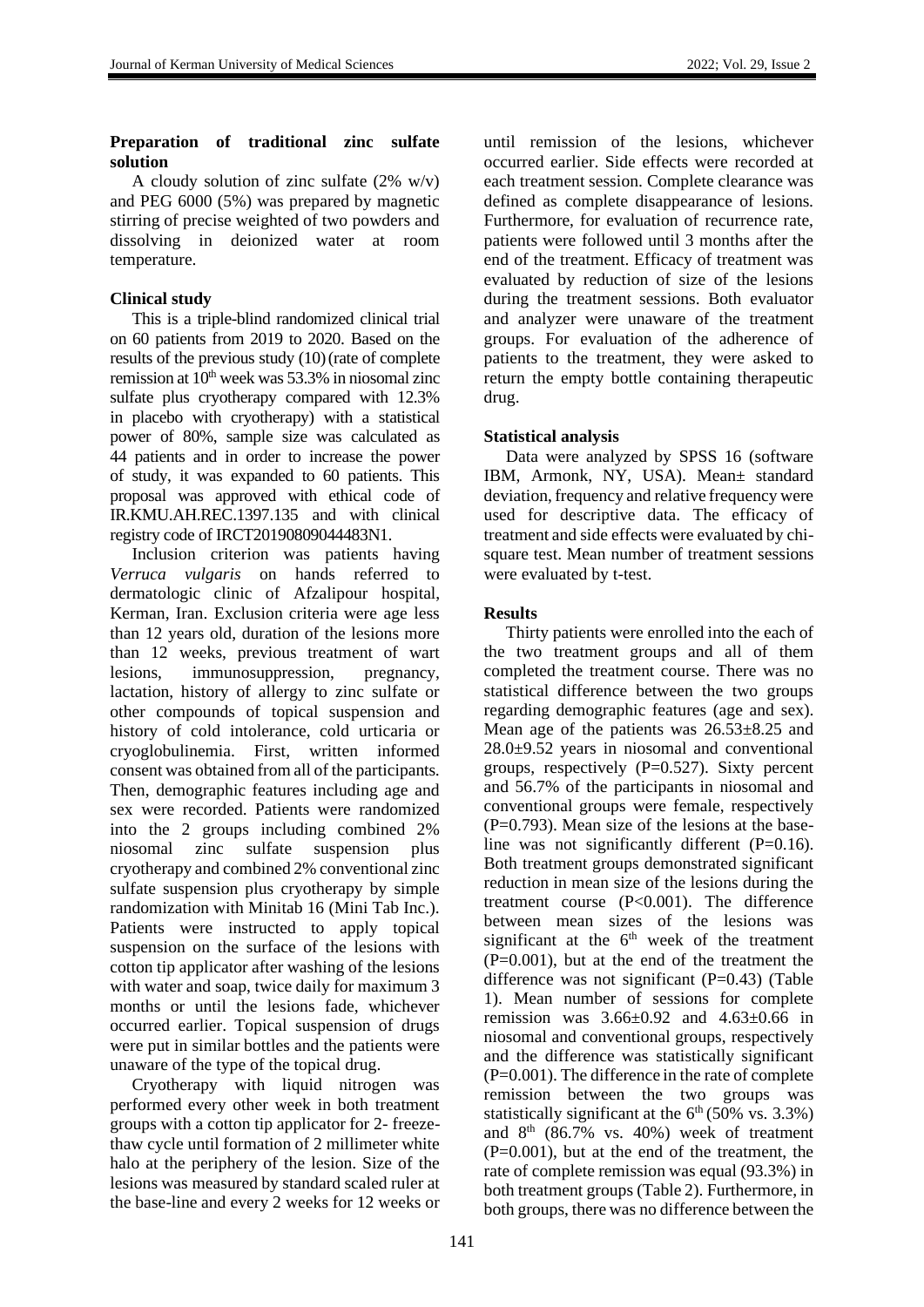**Preparation of traditional zinc sulfate solution**

A cloudy solution of zinc sulfate (2% w/v) and PEG 6000 (5%) was prepared by magnetic stirring of precise weighted of two powders and dissolving in deionized water at room temperature.

**Clinical study**

This is a triple-blind randomized clinical trial on 60 patients from 2019 to 2020. Based on the results of the previous study (10) (rate of complete remission at 10th week was 53.3% in niosomal zinc sulfate plus cryotherapy compared with 12.3% in placebo with cryotherapy) with a statistical power of 80%, sample size was calculated as 44 patients and in order to increase the power of study, it was expanded to 60 patients. This proposal was approved with ethical code of IR.KMU.AH.REC.1397.135 and with clinical registry code of IRCT20190809044483N1.

Inclusion criterion was patients having *Verruca vulgaris* on hands referred to dermatologic clinic of Afzalipour hospital, Kerman, Iran. Exclusion criteria were age less than 12 years old, duration of the lesions more than 12 weeks, previous treatment of wart lesions, immunosuppression, pregnancy, lactation, history of allergy to zinc sulfate or other compounds of topical suspension and history of cold intolerance, cold urticaria or cryoglobulinemia. First, written informed consent was obtained from all of the participants. Then, demographic features including age and sex were recorded. Patients were randomized into the 2 groups including combined 2% niosomal zinc sulfate suspension plus cryotherapy and combined 2% conventional zinc sulfate suspension plus cryotherapy by simple randomization with Minitab 16 (Mini Tab Inc.). Patients were instructed to apply topical suspension on the surface of the lesions with cotton tip applicator after washing of the lesions with water and soap, twice daily for maximum 3 months or until the lesions fade, whichever occurred earlier. Topical suspension of drugs were put in similar bottles and the patients were unaware of the type of the topical drug.

Cryotherapy with liquid nitrogen was performed every other week in both treatment groups with a cotton tip applicator for 2- freeze-thaw cycle until formation of 2 millimeter white halo at the periphery of the lesion. Size of the lesions was measured by standard scaled ruler at the base-line and every 2 weeks for 12 weeks or until remission of the lesions, whichever occurred earlier. Side effects were recorded at each treatment session. Complete clearance was defined as complete disappearance of lesions. Furthermore, for evaluation of recurrence rate, patients were followed until 3 months after the end of the treatment. Efficacy of treatment was evaluated by reduction of size of the lesions during the treatment sessions. Both evaluator and analyzer were unaware of the treatment groups. For evaluation of the adherence of patients to the treatment, they were asked to return the empty bottle containing therapeutic drug.

**Statistical analysis**

Data were analyzed by SPSS 16 (software IBM, Armonk, NY, USA). Mean± standard deviation, frequency and relative frequency were used for descriptive data. The efficacy of treatment and side effects were evaluated by chi-square test. Mean number of treatment sessions were evaluated by t-test.

**Results**

Thirty patients were enrolled into the each of the two treatment groups and all of them completed the treatment course. There was no statistical difference between the two groups regarding demographic features (age and sex). Mean age of the patients was 26.53±8.25 and 28.0±9.52 years in niosomal and conventional groups, respectively (P=0.527). Sixty percent and 56.7% of the participants in niosomal and conventional groups were female, respectively (P=0.793). Mean size of the lesions at the base-line was not significantly different (P=0.16). Both treatment groups demonstrated significant reduction in mean size of the lesions during the treatment course (P<0.001). The difference between mean sizes of the lesions was significant at the 6th week of the treatment (P=0.001), but at the end of the treatment the difference was not significant (P=0.43) (Table 1). Mean number of sessions for complete remission was 3.66±0.92 and 4.63±0.66 in niosomal and conventional groups, respectively and the difference was statistically significant (P=0.001). The difference in the rate of complete remission between the two groups was statistically significant at the 6th (50% vs. 3.3%) and 8th (86.7% vs. 40%) week of treatment (P=0.001), but at the end of the treatment, the rate of complete remission was equal (93.3%) in both treatment groups (Table 2). Furthermore, in both groups, there was no difference between the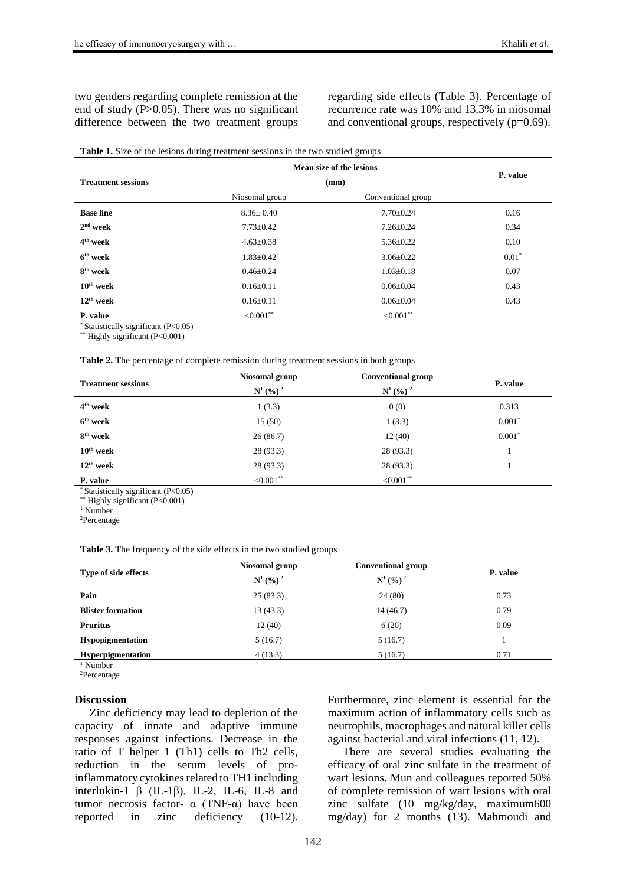two genders regarding complete remission at the end of study (P>0.05). There was no significant difference between the two treatment groups regarding side effects (Table 3). Percentage of recurrence rate was 10% and 13.3% in niosomal and conventional groups, respectively (p=0.69).

**Table 1.** Size of the lesions during treatment sessions in the two studied groups

| Treatment sessions | Mean size of the lesions (mm) | | P. value |
|---|---|---|---|
| | Niosomal group | Conventional group | |
| **Base line** | 8.36± 0.40 | 7.70±0.24 | 0.16 |
| **2nd week** | 7.73±0.42 | 7.26±0.24 | 0.34 |
| **4th week** | 4.63±0.38 | 5.36±0.22 | 0.10 |
| **6th week** | 1.83±0.42 | 3.06±0.22 | 0.01* |
| **8th week** | 0.46±0.24 | 1.03±0.18 | 0.07 |
| **10th week** | 0.16±0.11 | 0.06±0.04 | 0.43 |
| **12th week** | 0.16±0.11 | 0.06±0.04 | 0.43 |
| **P. value** | <0.001** | <0.001** | |

\* Statistically significant (P<0.05)
\*\* Highly significant (P<0.001)

**Table 2.** The percentage of complete remission during treatment sessions in both groups

| Treatment sessions | Niosomal group N[1] (%)[2] | Conventional group N[1] (%)[2] | P. value |
|---|---|---|---|
| **4th week** | 1 (3.3) | 0 (0) | 0.313 |
| **6th week** | 15 (50) | 1 (3.3) | 0.001* |
| **8th week** | 26 (86.7) | 12 (40) | 0.001* |
| **10th week** | 28 (93.3) | 28 (93.3) | 1 |
| **12th week** | 28 (93.3) | 28 (93.3) | 1 |
| **P. value** | <0.001** | <0.001** | |

\* Statistically significant (P<0.05)
\*\* Highly significant (P<0.001)
[1] Number
[2] Percentage

**Table 3.** The frequency of the side effects in the two studied groups

| Type of side effects | Niosomal group N[1] (%)[2] | Conventional group N[1] (%)[2] | P. value |
|---|---|---|---|
| **Pain** | 25 (83.3) | 24 (80) | 0.73 |
| **Blister formation** | 13 (43.3) | 14 (46.7) | 0.79 |
| **Pruritus** | 12 (40) | 6 (20) | 0.09 |
| **Hypopigmentation** | 5 (16.7) | 5 (16.7) | 1 |
| **Hyperpigmentation** | 4 (13.3) | 5 (16.7) | 0.71 |

[1] Number
[2] Percentage

## Discussion

Zinc deficiency may lead to depletion of the capacity of innate and adaptive immune responses against infections. Decrease in the ratio of T helper 1 (Th1) cells to Th2 cells, reduction in the serum levels of pro-inflammatory cytokines related to TH1 including interlukin-1 β (IL-1β), IL-2, IL-6, IL-8 and tumor necrosis factor- α (TNF-α) have been reported in zinc deficiency (10-12). Furthermore, zinc element is essential for the maximum action of inflammatory cells such as neutrophils, macrophages and natural killer cells against bacterial and viral infections (11, 12).

There are several studies evaluating the efficacy of oral zinc sulfate in the treatment of wart lesions. Mun and colleagues reported 50% of complete remission of wart lesions with oral zinc sulfate (10 mg/kg/day, maximum600 mg/day) for 2 months (13). Mahmoudi and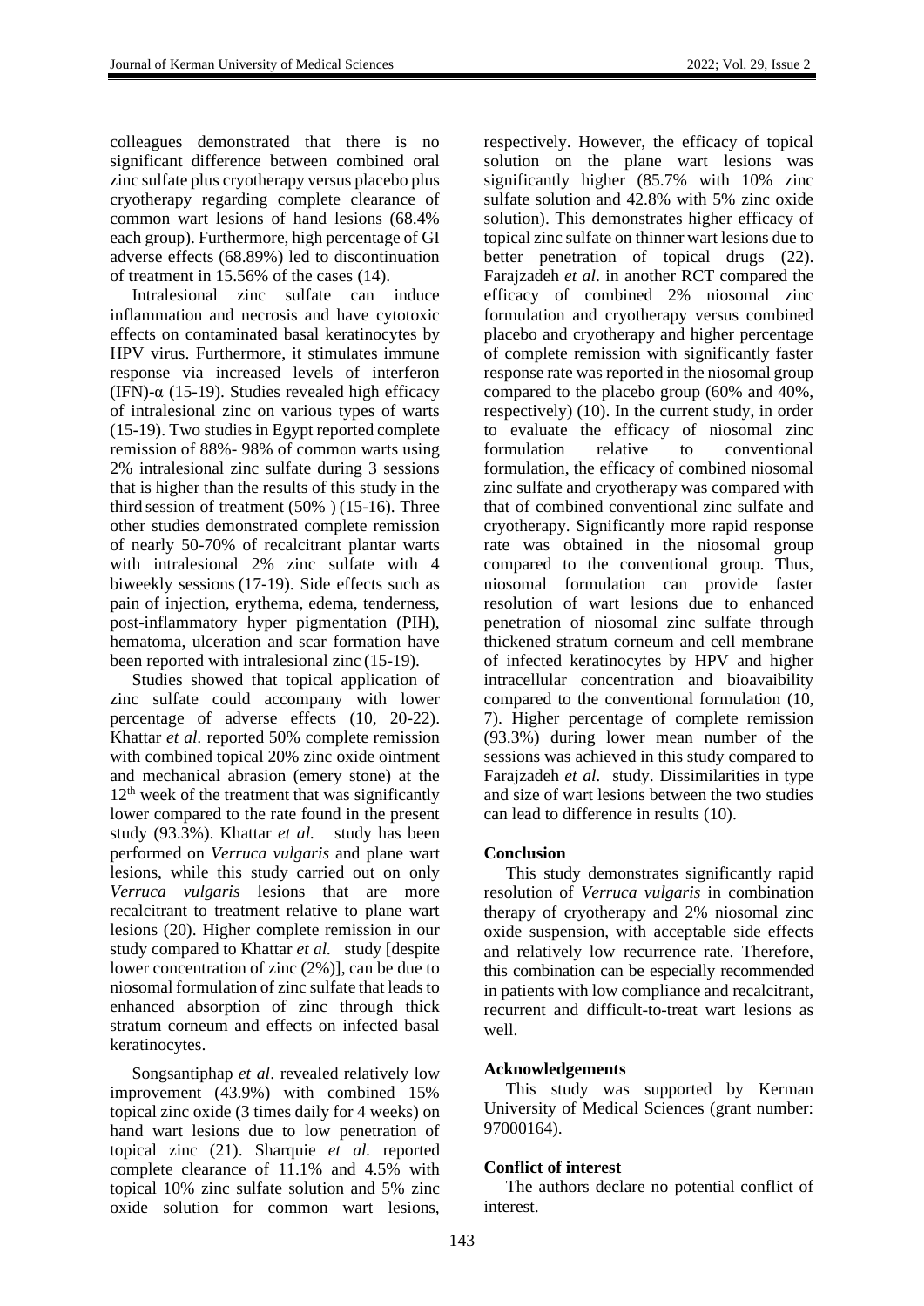colleagues demonstrated that there is no significant difference between combined oral zinc sulfate plus cryotherapy versus placebo plus cryotherapy regarding complete clearance of common wart lesions of hand lesions (68.4% each group). Furthermore, high percentage of GI adverse effects (68.89%) led to discontinuation of treatment in 15.56% of the cases (14).

Intralesional zinc sulfate can induce inflammation and necrosis and have cytotoxic effects on contaminated basal keratinocytes by HPV virus. Furthermore, it stimulates immune response via increased levels of interferon (IFN)-α (15-19). Studies revealed high efficacy of intralesional zinc on various types of warts (15-19). Two studies in Egypt reported complete remission of 88%- 98% of common warts using 2% intralesional zinc sulfate during 3 sessions that is higher than the results of this study in the third session of treatment (50% ) (15-16). Three other studies demonstrated complete remission of nearly 50-70% of recalcitrant plantar warts with intralesional 2% zinc sulfate with 4 biweekly sessions (17-19). Side effects such as pain of injection, erythema, edema, tenderness, post-inflammatory hyper pigmentation (PIH), hematoma, ulceration and scar formation have been reported with intralesional zinc (15-19).

Studies showed that topical application of zinc sulfate could accompany with lower percentage of adverse effects (10, 20-22). Khattar *et al.* reported 50% complete remission with combined topical 20% zinc oxide ointment and mechanical abrasion (emery stone) at the 12th week of the treatment that was significantly lower compared to the rate found in the present study (93.3%). Khattar *et al.* study has been performed on *Verruca vulgaris* and plane wart lesions, while this study carried out on only *Verruca vulgaris* lesions that are more recalcitrant to treatment relative to plane wart lesions (20). Higher complete remission in our study compared to Khattar *et al.* study [despite lower concentration of zinc (2%)], can be due to niosomal formulation of zinc sulfate that leads to enhanced absorption of zinc through thick stratum corneum and effects on infected basal keratinocytes.

Songsantiphap *et al*. revealed relatively low improvement (43.9%) with combined 15% topical zinc oxide (3 times daily for 4 weeks) on hand wart lesions due to low penetration of topical zinc (21). Sharquie *et al.* reported complete clearance of 11.1% and 4.5% with topical 10% zinc sulfate solution and 5% zinc oxide solution for common wart lesions, respectively. However, the efficacy of topical solution on the plane wart lesions was significantly higher (85.7% with 10% zinc sulfate solution and 42.8% with 5% zinc oxide solution). This demonstrates higher efficacy of topical zinc sulfate on thinner wart lesions due to better penetration of topical drugs (22). Farajzadeh *et al*. in another RCT compared the efficacy of combined 2% niosomal zinc formulation and cryotherapy versus combined placebo and cryotherapy and higher percentage of complete remission with significantly faster response rate was reported in the niosomal group compared to the placebo group (60% and 40%, respectively) (10). In the current study, in order to evaluate the efficacy of niosomal zinc formulation relative to conventional formulation, the efficacy of combined niosomal zinc sulfate and cryotherapy was compared with that of combined conventional zinc sulfate and cryotherapy. Significantly more rapid response rate was obtained in the niosomal group compared to the conventional group. Thus, niosomal formulation can provide faster resolution of wart lesions due to enhanced penetration of niosomal zinc sulfate through thickened stratum corneum and cell membrane of infected keratinocytes by HPV and higher intracellular concentration and bioavaibility compared to the conventional formulation (10, 7). Higher percentage of complete remission (93.3%) during lower mean number of the sessions was achieved in this study compared to Farajzadeh *et al.* study. Dissimilarities in type and size of wart lesions between the two studies can lead to difference in results (10).

## Conclusion

This study demonstrates significantly rapid resolution of *Verruca vulgaris* in combination therapy of cryotherapy and 2% niosomal zinc oxide suspension, with acceptable side effects and relatively low recurrence rate. Therefore, this combination can be especially recommended in patients with low compliance and recalcitrant, recurrent and difficult-to-treat wart lesions as well.

## Acknowledgements

This study was supported by Kerman University of Medical Sciences (grant number: 97000164).

## Conflict of interest

The authors declare no potential conflict of interest.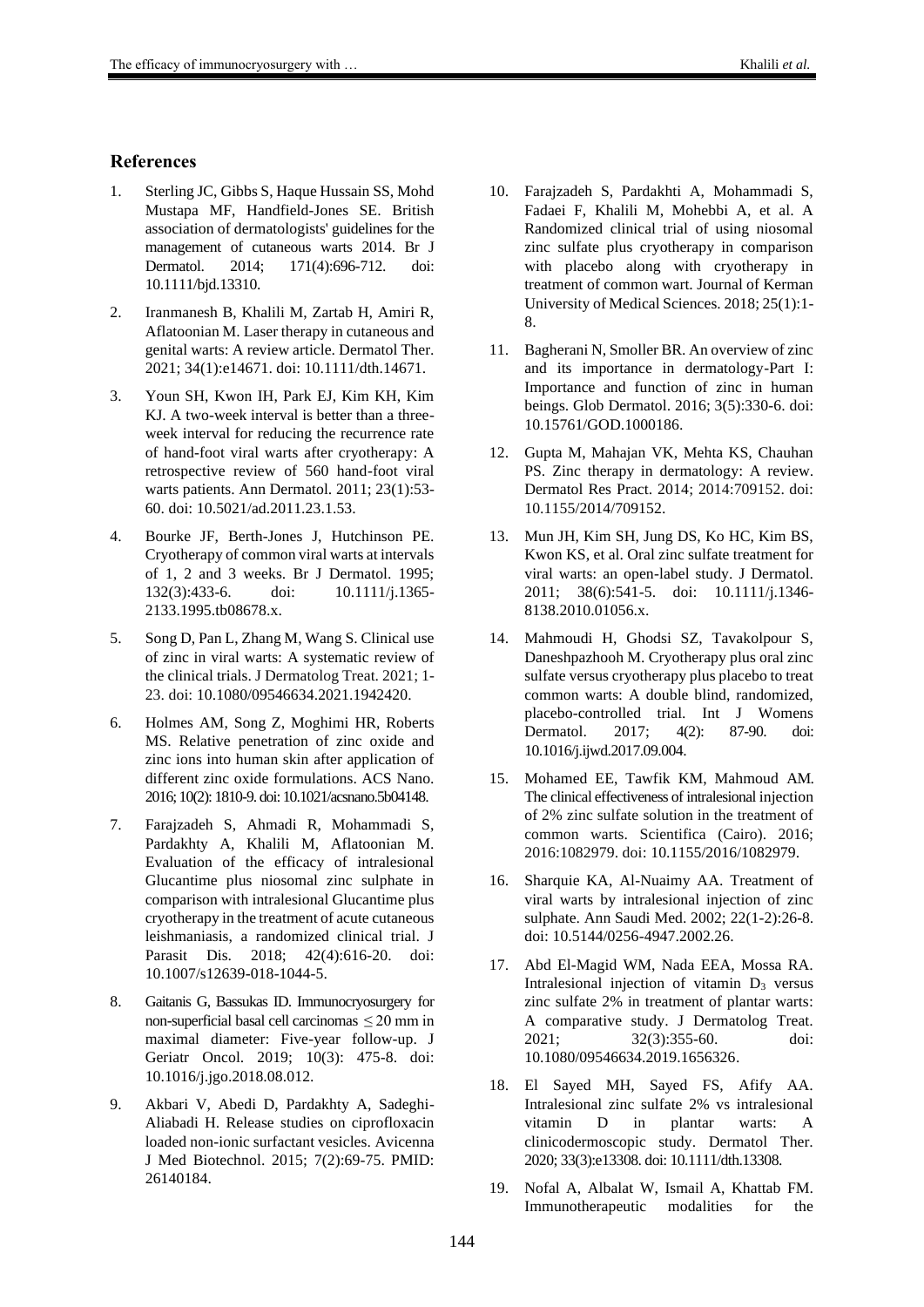## References

1. Sterling JC, Gibbs S, Haque Hussain SS, Mohd Mustapa MF, Handfield-Jones SE. British association of dermatologists' guidelines for the management of cutaneous warts 2014. Br J Dermatol. 2014; 171(4):696-712. doi: 10.1111/bjd.13310.
2. Iranmanesh B, Khalili M, Zartab H, Amiri R, Aflatoonian M. Laser therapy in cutaneous and genital warts: A review article. Dermatol Ther. 2021; 34(1):e14671. doi: 10.1111/dth.14671.
3. Youn SH, Kwon IH, Park EJ, Kim KH, Kim KJ. A two-week interval is better than a three-week interval for reducing the recurrence rate of hand-foot viral warts after cryotherapy: A retrospective review of 560 hand-foot viral warts patients. Ann Dermatol. 2011; 23(1):53-60. doi: 10.5021/ad.2011.23.1.53.
4. Bourke JF, Berth-Jones J, Hutchinson PE. Cryotherapy of common viral warts at intervals of 1, 2 and 3 weeks. Br J Dermatol. 1995; 132(3):433-6. doi: 10.1111/j.1365-2133.1995.tb08678.x.
5. Song D, Pan L, Zhang M, Wang S. Clinical use of zinc in viral warts: A systematic review of the clinical trials. J Dermatolog Treat. 2021; 1-23. doi: 10.1080/09546634.2021.1942420.
6. Holmes AM, Song Z, Moghimi HR, Roberts MS. Relative penetration of zinc oxide and zinc ions into human skin after application of different zinc oxide formulations. ACS Nano. 2016; 10(2): 1810-9. doi: 10.1021/acsnano.5b04148.
7. Farajzadeh S, Ahmadi R, Mohammadi S, Pardakhty A, Khalili M, Aflatoonian M. Evaluation of the efficacy of intralesional Glucantime plus niosomal zinc sulphate in comparison with intralesional Glucantime plus cryotherapy in the treatment of acute cutaneous leishmaniasis, a randomized clinical trial. J Parasit Dis. 2018; 42(4):616-20. doi: 10.1007/s12639-018-1044-5.
8. Gaitanis G, Bassukas ID. Immunocryosurgery for non-superficial basal cell carcinomas ≤ 20 mm in maximal diameter: Five-year follow-up. J Geriatr Oncol. 2019; 10(3): 475-8. doi: 10.1016/j.jgo.2018.08.012.
9. Akbari V, Abedi D, Pardakhty A, Sadeghi-Aliabadi H. Release studies on ciprofloxacin loaded non-ionic surfactant vesicles. Avicenna J Med Biotechnol. 2015; 7(2):69-75. PMID: 26140184.
10. Farajzadeh S, Pardakhti A, Mohammadi S, Fadaei F, Khalili M, Mohebbi A, et al. A Randomized clinical trial of using niosomal zinc sulfate plus cryotherapy in comparison with placebo along with cryotherapy in treatment of common wart. Journal of Kerman University of Medical Sciences. 2018; 25(1):1-8.
11. Bagherani N, Smoller BR. An overview of zinc and its importance in dermatology-Part I: Importance and function of zinc in human beings. Glob Dermatol. 2016; 3(5):330-6. doi: 10.15761/GOD.1000186.
12. Gupta M, Mahajan VK, Mehta KS, Chauhan PS. Zinc therapy in dermatology: A review. Dermatol Res Pract. 2014; 2014:709152. doi: 10.1155/2014/709152.
13. Mun JH, Kim SH, Jung DS, Ko HC, Kim BS, Kwon KS, et al. Oral zinc sulfate treatment for viral warts: an open-label study. J Dermatol. 2011; 38(6):541-5. doi: 10.1111/j.1346-8138.2010.01056.x.
14. Mahmoudi H, Ghodsi SZ, Tavakolpour S, Daneshpazhooh M. Cryotherapy plus oral zinc sulfate versus cryotherapy plus placebo to treat common warts: A double blind, randomized, placebo-controlled trial. Int J Womens Dermatol. 2017; 4(2): 87-90. doi: 10.1016/j.ijwd.2017.09.004.
15. Mohamed EE, Tawfik KM, Mahmoud AM. The clinical effectiveness of intralesional injection of 2% zinc sulfate solution in the treatment of common warts. Scientifica (Cairo). 2016; 2016:1082979. doi: 10.1155/2016/1082979.
16. Sharquie KA, Al-Nuaimy AA. Treatment of viral warts by intralesional injection of zinc sulphate. Ann Saudi Med. 2002; 22(1-2):26-8. doi: 10.5144/0256-4947.2002.26.
17. Abd El-Magid WM, Nada EEA, Mossa RA. Intralesional injection of vitamin $D_3$ versus zinc sulfate 2% in treatment of plantar warts: A comparative study. J Dermatolog Treat. 2021; 32(3):355-60. doi: 10.1080/09546634.2019.1656326.
18. El Sayed MH, Sayed FS, Afify AA. Intralesional zinc sulfate 2% vs intralesional vitamin D in plantar warts: A clinicodermoscopic study. Dermatol Ther. 2020; 33(3):e13308. doi: 10.1111/dth.13308.
19. Nofal A, Albalat W, Ismail A, Khattab FM. Immunotherapeutic modalities for the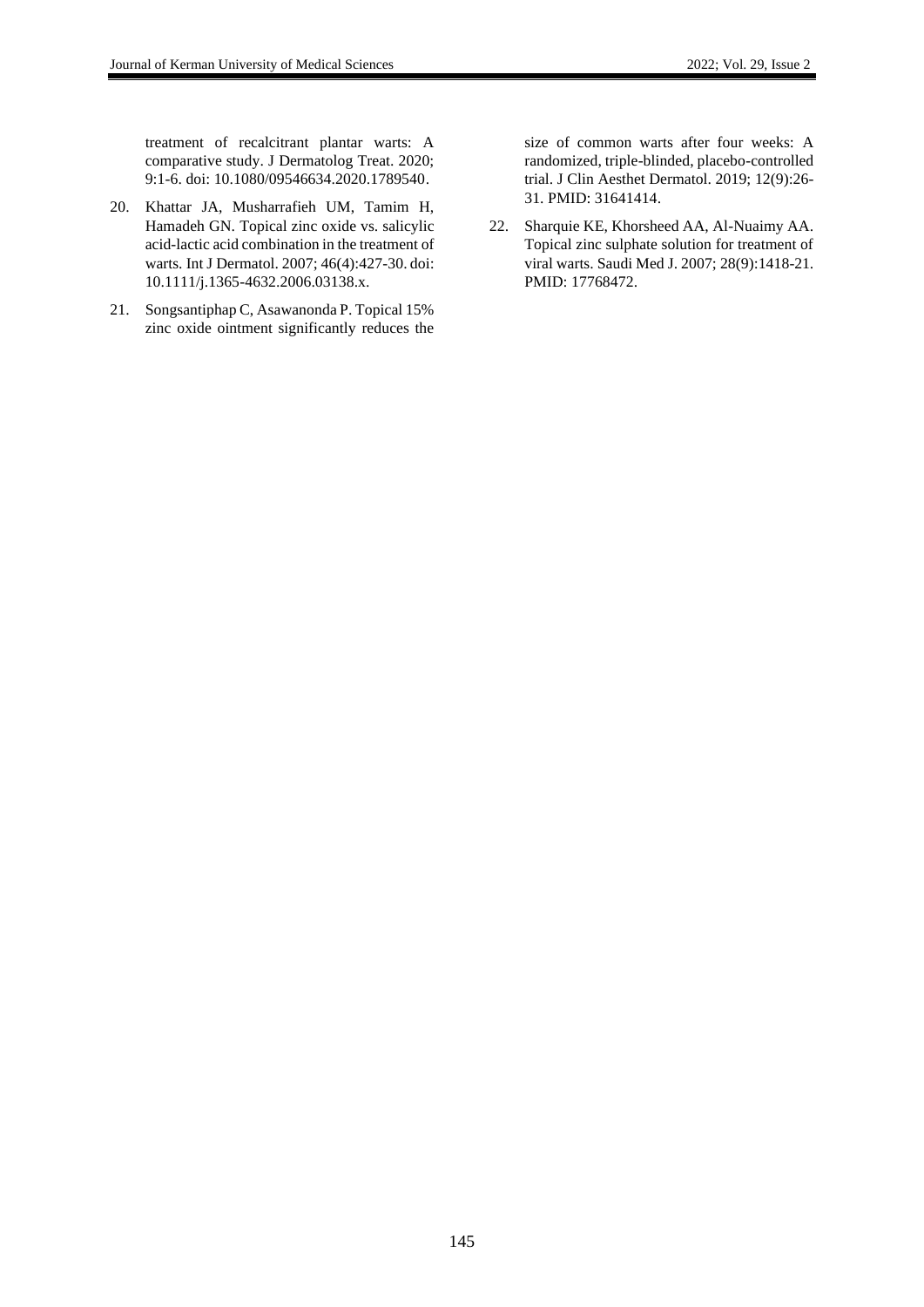treatment of recalcitrant plantar warts: A comparative study. J Dermatolog Treat. 2020; 9:1-6. doi: 10.1080/09546634.2020.1789540.

20. Khattar JA, Musharrafieh UM, Tamim H, Hamadeh GN. Topical zinc oxide vs. salicylic acid-lactic acid combination in the treatment of warts. Int J Dermatol. 2007; 46(4):427-30. doi: 10.1111/j.1365-4632.2006.03138.x.

21. Songsantiphap C, Asawanonda P. Topical 15% zinc oxide ointment significantly reduces the size of common warts after four weeks: A randomized, triple-blinded, placebo-controlled trial. J Clin Aesthet Dermatol. 2019; 12(9):26-31. PMID: 31641414.

22. Sharquie KE, Khorsheed AA, Al-Nuaimy AA. Topical zinc sulphate solution for treatment of viral warts. Saudi Med J. 2007; 28(9):1418-21. PMID: 17768472.